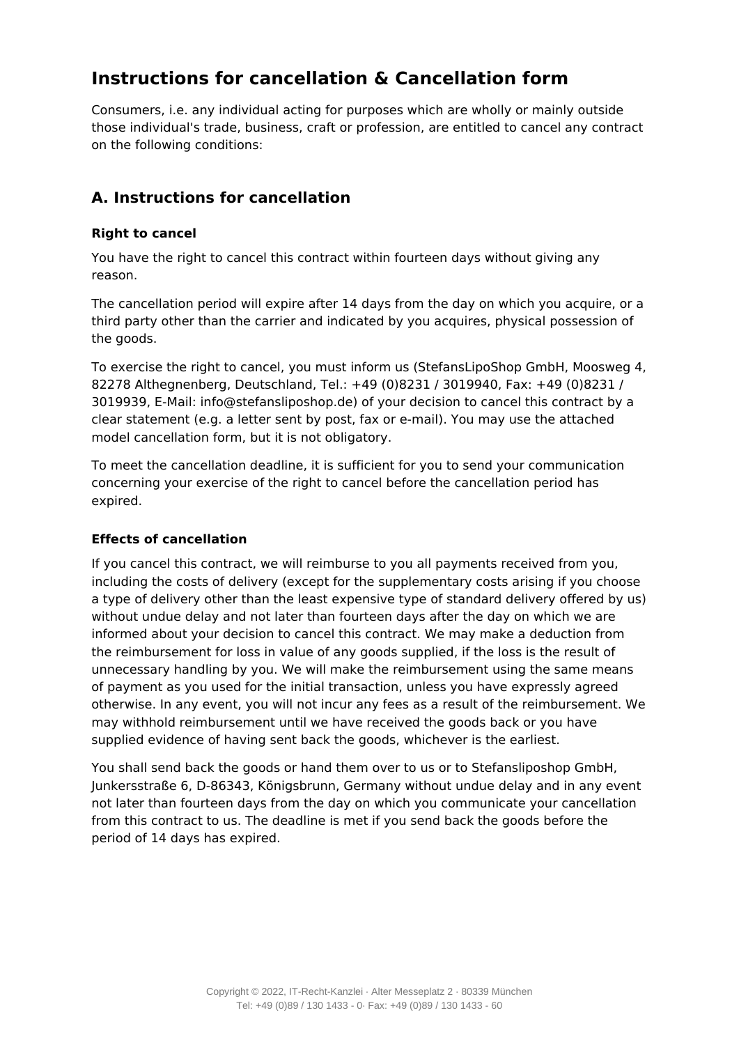# Instructions for cancellation & Cancellation form

Consumers, i.e. any individual acting for purposes which are wholly or mainly outside those individual's trade, business, craft or profession, are entitled to cancel any contract on the following conditions:

## A. Instructions for cancellation

### Right to cancel

You have the right to cancel this contract within fourteen days without giving any reason.

The cancellation period will expire after 14 days from the day on which you acquire, or a third party other than the carrier and indicated by you acquires, physical possession of the goods.

To exercise the right to cancel, you must inform us (StefansLipoShop GmbH, Moosweg 4, 82278 Althegnenberg, Deutschland, Tel.: +49 (0)8231 / 3019940, Fax: +49 (0)8231 / 3019939, E-Mail: info@stefansliposhop.de) of your decision to cancel this contract by a clear statement (e.g. a letter sent by post, fax or e-mail). You may use the attached model cancellation form, but it is not obligatory.

To meet the cancellation deadline, it is sufficient for you to send your communication concerning your exercise of the right to cancel before the cancellation period has expired.

### Effects of cancellation

If you cancel this contract, we will reimburse to you all payments received from you, including the costs of delivery (except for the supplementary costs arising if you choose a type of delivery other than the least expensive type of standard delivery offered by us) without undue delay and not later than fourteen days after the day on which we are informed about your decision to cancel this contract. We may make a deduction from the reimbursement for loss in value of any goods supplied, if the loss is the result of unnecessary handling by you. We will make the reimbursement using the same means of payment as you used for the initial transaction, unless you have expressly agreed otherwise. In any event, you will not incur any fees as a result of the reimbursement. We may withhold reimbursement until we have received the goods back or you have supplied evidence of having sent back the goods, whichever is the earliest.

You shall send back the goods or hand them over to us or to Stefansliposhop GmbH, Junkersstraße 6, D-86343, Königsbrunn, Germany without undue delay and in any event not later than fourteen days from the day on which you communicate your cancellation from this contract to us. The deadline is met if you send back the goods before the period of 14 days has expired.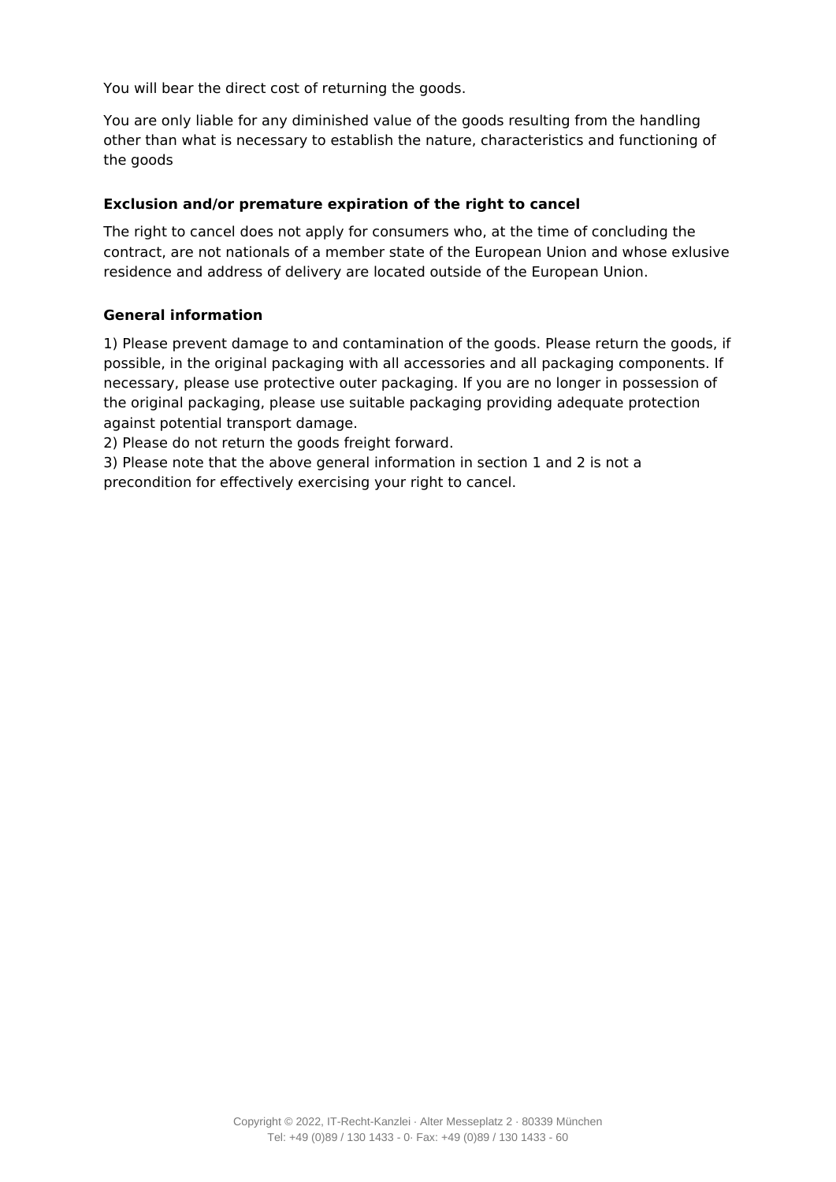You will bear the direct cost of returning the goods.

You are only liable for any diminished value of the goods resulting from the handling other than what is necessary to establish the nature, characteristics and functioning of the goods

### Exclusion and/or premature expiration of the right to cancel

The right to cancel does not apply for consumers who, at the time of concluding the contract, are not nationals of a member state of the European Union and whose exlusive residence and address of delivery are located outside of the European Union.

### General information

1) Please prevent damage to and contamination of the goods. Please return the goods, if possible, in the original packaging with all accessories and all packaging components. If necessary, please use protective outer packaging. If you are no longer in possession of the original packaging, please use suitable packaging providing adequate protection against potential transport damage.
2) Please do not return the goods freight forward.
3) Please note that the above general information in section 1 and 2 is not a precondition for effectively exercising your right to cancel.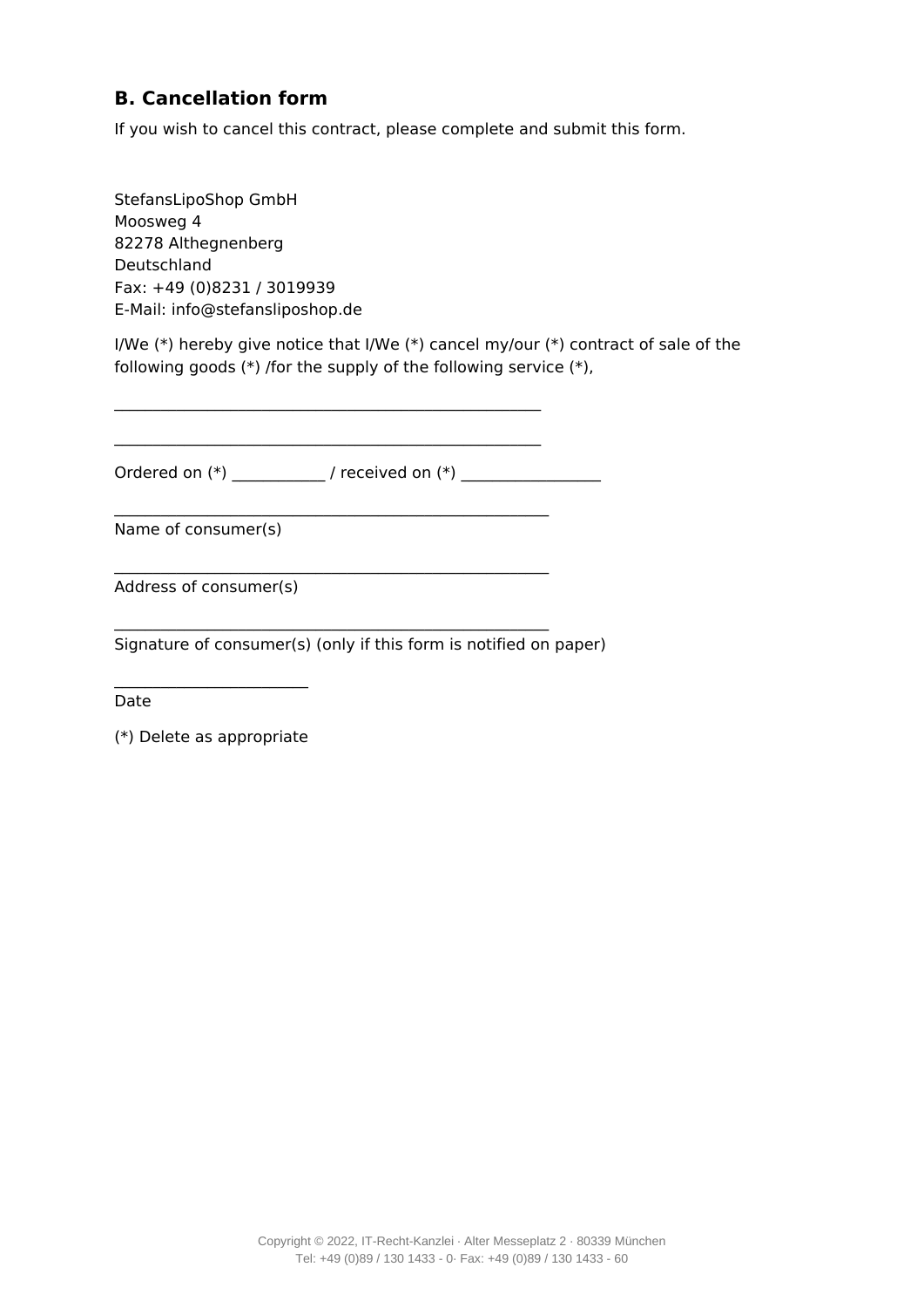## B. Cancellation form

If you wish to cancel this contract, please complete and submit this form.

StefansLipoShop GmbH
Moosweg 4
82278 Althegnenberg
Deutschland
Fax: +49 (0)8231 / 3019939
E-Mail: info@stefansliposhop.de

I/We (*) hereby give notice that I/We (*) cancel my/our (*) contract of sale of the following goods (*) /for the supply of the following service (*),

_____________________________________________

_____________________________________________

Ordered on (*) ___________ / received on (*) ________________

_____________________________________________
Name of consumer(s)

_____________________________________________
Address of consumer(s)

_____________________________________________
Signature of consumer(s) (only if this form is notified on paper)

____________________
Date

(*) Delete as appropriate